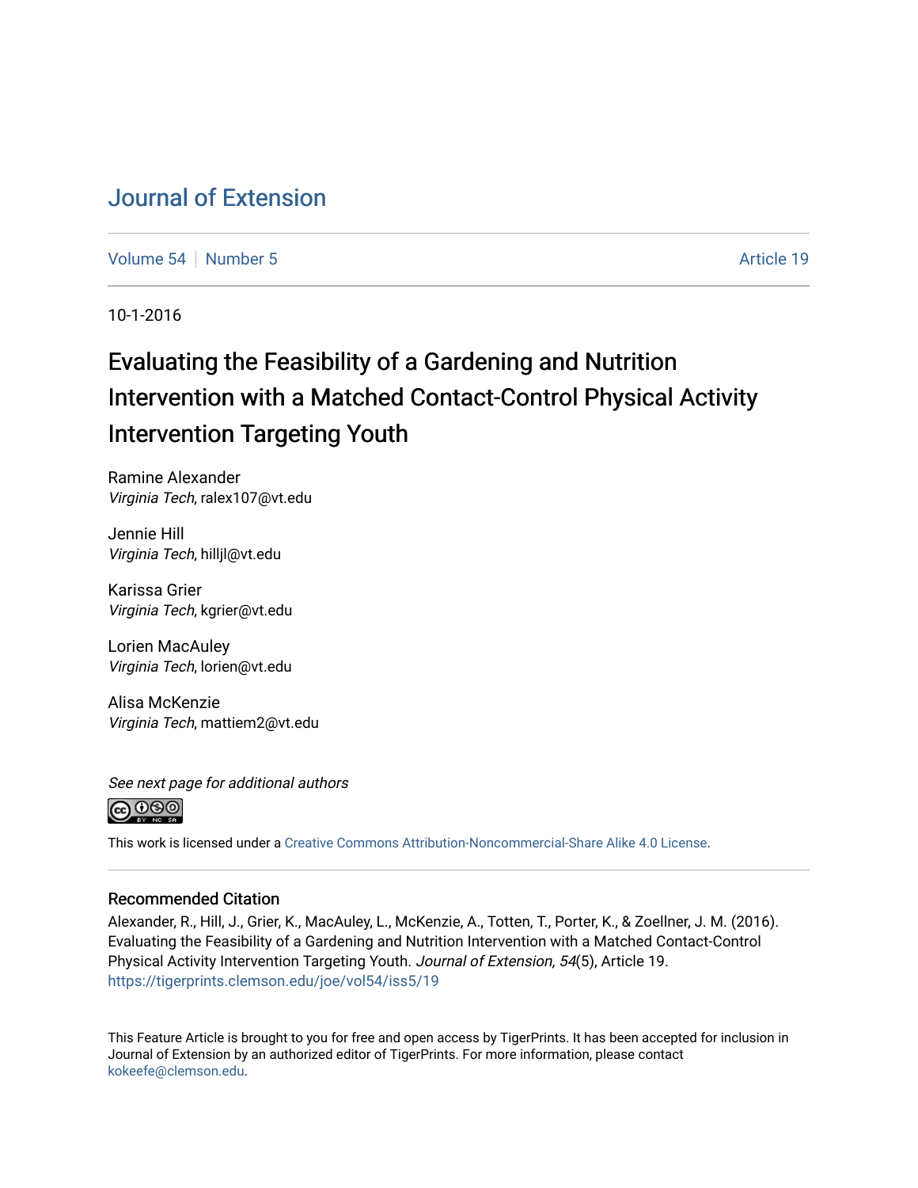# Journal of Extension

Volume 54 | Number 5 | Article 19

10-1-2016

## Evaluating the Feasibility of a Gardening and Nutrition Intervention with a Matched Contact-Control Physical Activity Intervention Targeting Youth

Ramine Alexander
*Virginia Tech*, ralex107@vt.edu

Jennie Hill
*Virginia Tech*, hilljl@vt.edu

Karissa Grier
*Virginia Tech*, kgrier@vt.edu

Lorien MacAuley
*Virginia Tech*, lorien@vt.edu

Alisa McKenzie
*Virginia Tech*, mattiem2@vt.edu

*See next page for additional authors*

This work is licensed under a Creative Commons Attribution-Noncommercial-Share Alike 4.0 License.

### Recommended Citation

Alexander, R., Hill, J., Grier, K., MacAuley, L., McKenzie, A., Totten, T., Porter, K., & Zoellner, J. M. (2016). Evaluating the Feasibility of a Gardening and Nutrition Intervention with a Matched Contact-Control Physical Activity Intervention Targeting Youth. *Journal of Extension, 54*(5), Article 19. https://tigerprints.clemson.edu/joe/vol54/iss5/19

This Feature Article is brought to you for free and open access by TigerPrints. It has been accepted for inclusion in Journal of Extension by an authorized editor of TigerPrints. For more information, please contact kokeefe@clemson.edu.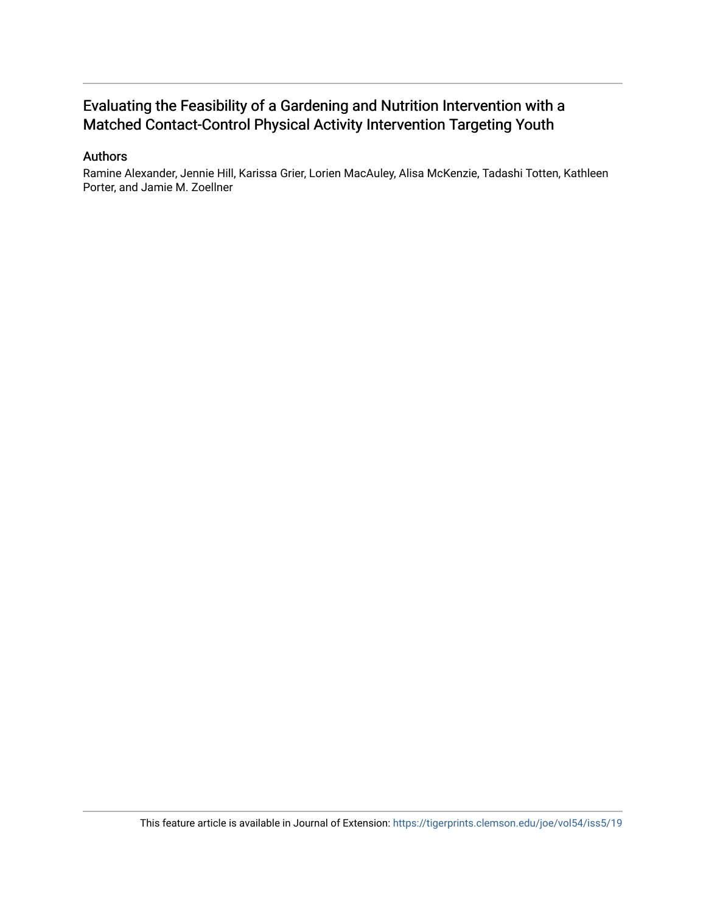# Evaluating the Feasibility of a Gardening and Nutrition Intervention with a Matched Contact-Control Physical Activity Intervention Targeting Youth

## Authors

Ramine Alexander, Jennie Hill, Karissa Grier, Lorien MacAuley, Alisa McKenzie, Tadashi Totten, Kathleen Porter, and Jamie M. Zoellner

This feature article is available in Journal of Extension: https://tigerprints.clemson.edu/joe/vol54/iss5/19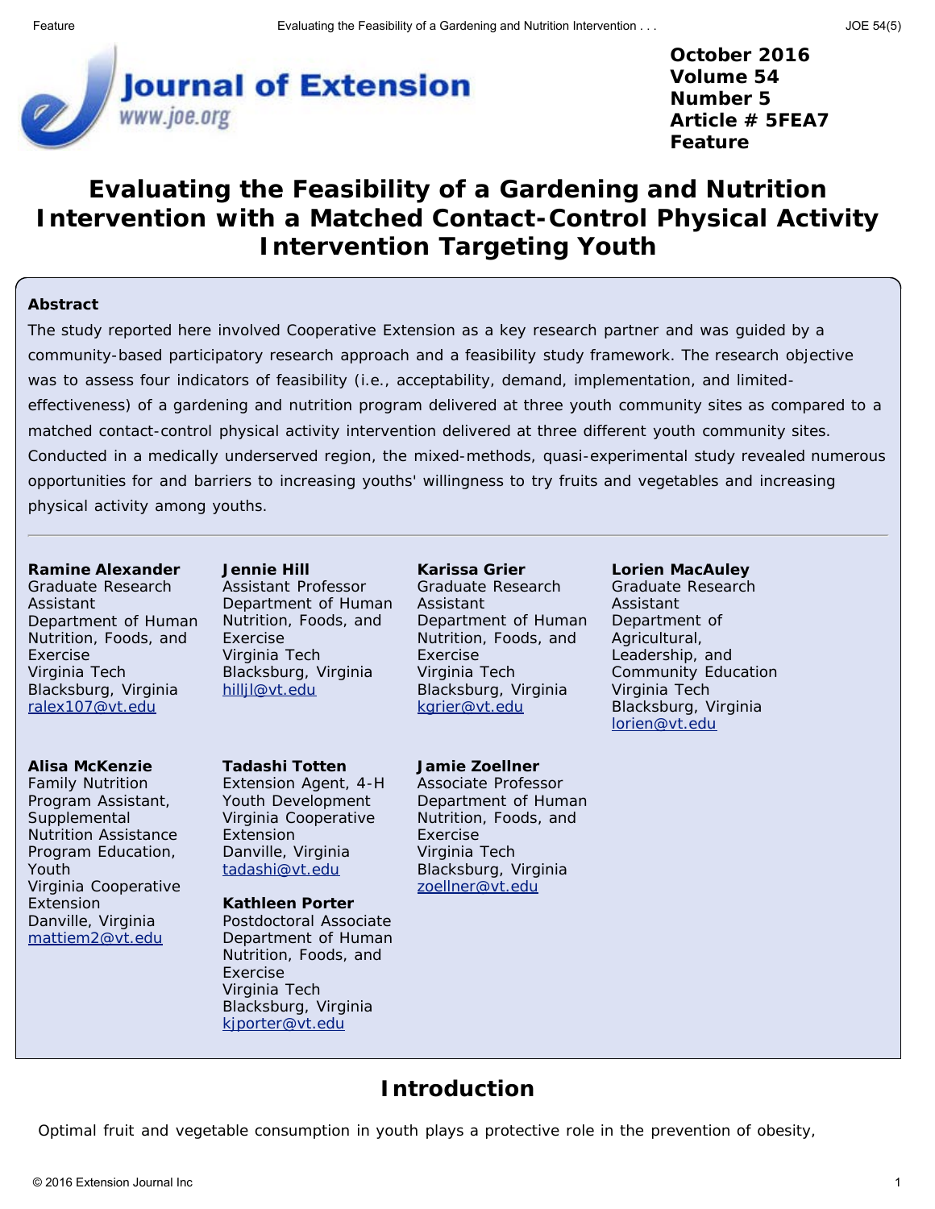October 2016
Volume 54
Number 5
Article # 5FEA7
Feature

# Evaluating the Feasibility of a Gardening and Nutrition Intervention with a Matched Contact-Control Physical Activity Intervention Targeting Youth

### Abstract

The study reported here involved Cooperative Extension as a key research partner and was guided by a community-based participatory research approach and a feasibility study framework. The research objective was to assess four indicators of feasibility (i.e., acceptability, demand, implementation, and limited-effectiveness) of a gardening and nutrition program delivered at three youth community sites as compared to a matched contact-control physical activity intervention delivered at three different youth community sites. Conducted in a medically underserved region, the mixed-methods, quasi-experimental study revealed numerous opportunities for and barriers to increasing youths' willingness to try fruits and vegetables and increasing physical activity among youths.

---

**Ramine Alexander**
Graduate Research Assistant
Department of Human Nutrition, Foods, and Exercise
Virginia Tech
Blacksburg, Virginia
ralex107@vt.edu

**Jennie Hill**
Assistant Professor
Department of Human Nutrition, Foods, and Exercise
Virginia Tech
Blacksburg, Virginia
hilljl@vt.edu

**Karissa Grier**
Graduate Research Assistant
Department of Human Nutrition, Foods, and Exercise
Virginia Tech
Blacksburg, Virginia
kgrier@vt.edu

**Lorien MacAuley**
Graduate Research Assistant
Department of Agricultural, Leadership, and Community Education
Virginia Tech
Blacksburg, Virginia
lorien@vt.edu

**Alisa McKenzie**
Family Nutrition Program Assistant, Supplemental Nutrition Assistance Program Education, Youth
Virginia Cooperative Extension
Danville, Virginia
mattiem2@vt.edu

**Tadashi Totten**
Extension Agent, 4-H Youth Development
Virginia Cooperative Extension
Danville, Virginia
tadashi@vt.edu

**Kathleen Porter**
Postdoctoral Associate
Department of Human Nutrition, Foods, and Exercise
Virginia Tech
Blacksburg, Virginia
kjporter@vt.edu

**Jamie Zoellner**
Associate Professor
Department of Human Nutrition, Foods, and Exercise
Virginia Tech
Blacksburg, Virginia
zoellner@vt.edu

## Introduction

Optimal fruit and vegetable consumption in youth plays a protective role in the prevention of obesity,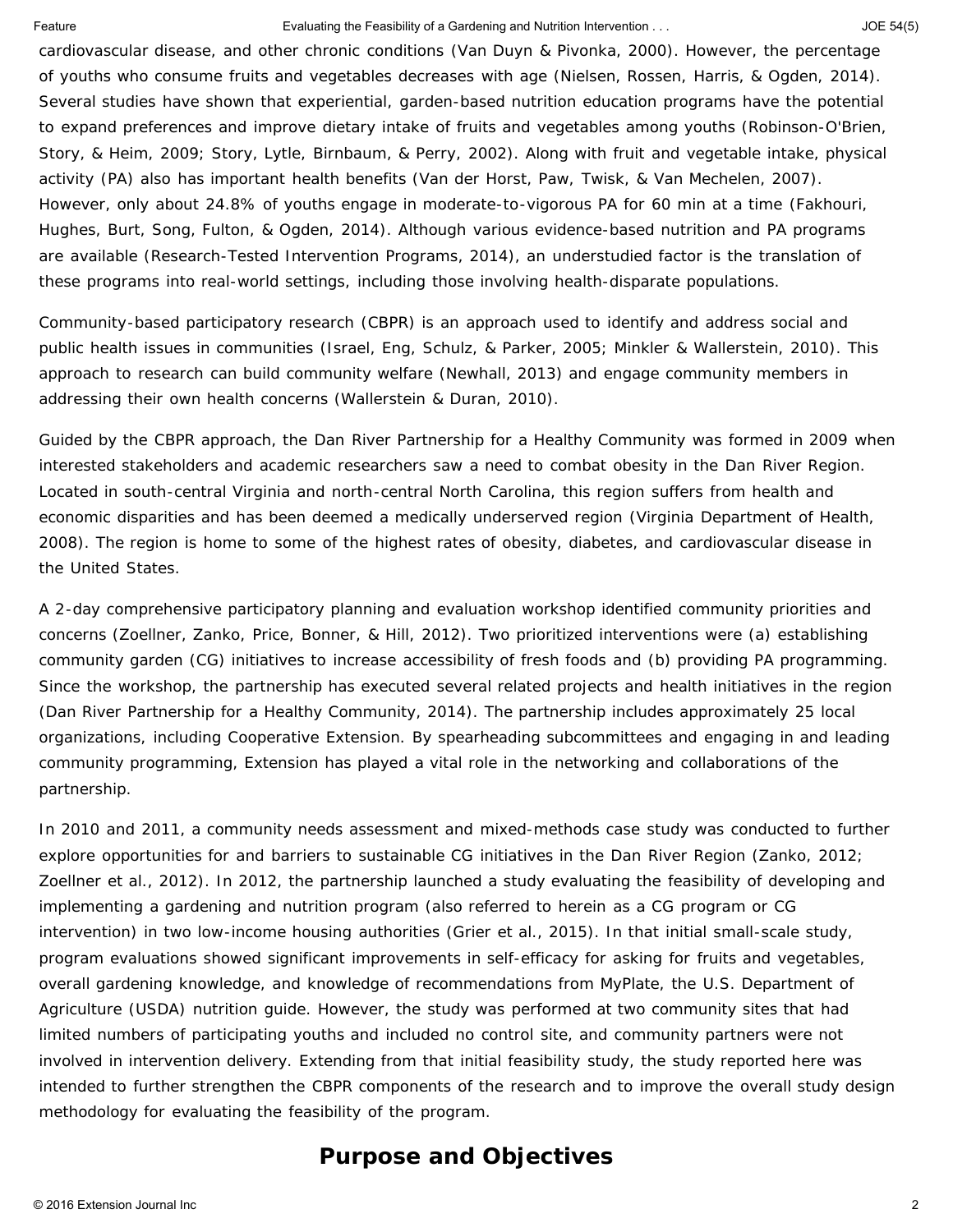cardiovascular disease, and other chronic conditions (Van Duyn & Pivonka, 2000). However, the percentage of youths who consume fruits and vegetables decreases with age (Nielsen, Rossen, Harris, & Ogden, 2014). Several studies have shown that experiential, garden-based nutrition education programs have the potential to expand preferences and improve dietary intake of fruits and vegetables among youths (Robinson-O'Brien, Story, & Heim, 2009; Story, Lytle, Birnbaum, & Perry, 2002). Along with fruit and vegetable intake, physical activity (PA) also has important health benefits (Van der Horst, Paw, Twisk, & Van Mechelen, 2007). However, only about 24.8% of youths engage in moderate-to-vigorous PA for 60 min at a time (Fakhouri, Hughes, Burt, Song, Fulton, & Ogden, 2014). Although various evidence-based nutrition and PA programs are available (Research-Tested Intervention Programs, 2014), an understudied factor is the translation of these programs into real-world settings, including those involving health-disparate populations.

Community-based participatory research (CBPR) is an approach used to identify and address social and public health issues in communities (Israel, Eng, Schulz, & Parker, 2005; Minkler & Wallerstein, 2010). This approach to research can build community welfare (Newhall, 2013) and engage community members in addressing their own health concerns (Wallerstein & Duran, 2010).

Guided by the CBPR approach, the Dan River Partnership for a Healthy Community was formed in 2009 when interested stakeholders and academic researchers saw a need to combat obesity in the Dan River Region. Located in south-central Virginia and north-central North Carolina, this region suffers from health and economic disparities and has been deemed a medically underserved region (Virginia Department of Health, 2008). The region is home to some of the highest rates of obesity, diabetes, and cardiovascular disease in the United States.

A 2-day comprehensive participatory planning and evaluation workshop identified community priorities and concerns (Zoellner, Zanko, Price, Bonner, & Hill, 2012). Two prioritized interventions were (a) establishing community garden (CG) initiatives to increase accessibility of fresh foods and (b) providing PA programming. Since the workshop, the partnership has executed several related projects and health initiatives in the region (Dan River Partnership for a Healthy Community, 2014). The partnership includes approximately 25 local organizations, including Cooperative Extension. By spearheading subcommittees and engaging in and leading community programming, Extension has played a vital role in the networking and collaborations of the partnership.

In 2010 and 2011, a community needs assessment and mixed-methods case study was conducted to further explore opportunities for and barriers to sustainable CG initiatives in the Dan River Region (Zanko, 2012; Zoellner et al., 2012). In 2012, the partnership launched a study evaluating the feasibility of developing and implementing a gardening and nutrition program (also referred to herein as a CG program or CG intervention) in two low-income housing authorities (Grier et al., 2015). In that initial small-scale study, program evaluations showed significant improvements in self-efficacy for asking for fruits and vegetables, overall gardening knowledge, and knowledge of recommendations from MyPlate, the U.S. Department of Agriculture (USDA) nutrition guide. However, the study was performed at two community sites that had limited numbers of participating youths and included no control site, and community partners were not involved in intervention delivery. Extending from that initial feasibility study, the study reported here was intended to further strengthen the CBPR components of the research and to improve the overall study design methodology for evaluating the feasibility of the program.

## Purpose and Objectives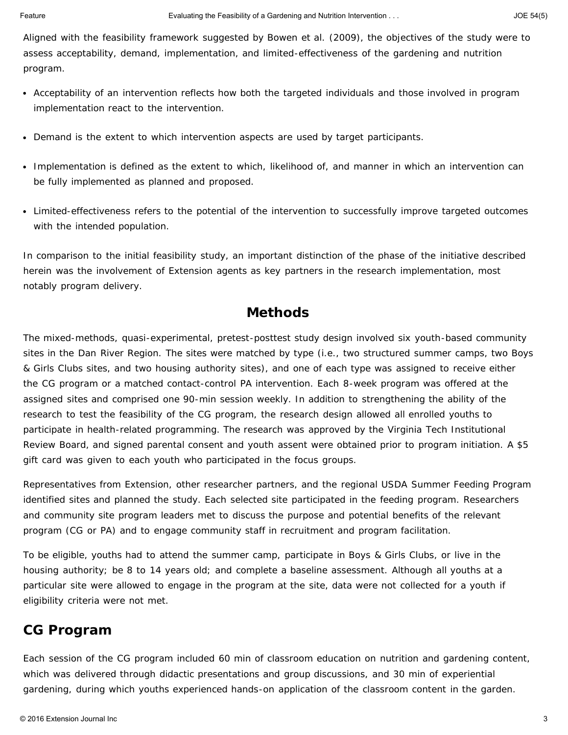Aligned with the feasibility framework suggested by Bowen et al. (2009), the objectives of the study were to assess acceptability, demand, implementation, and limited-effectiveness of the gardening and nutrition program.

- Acceptability of an intervention reflects how both the targeted individuals and those involved in program implementation react to the intervention.
- Demand is the extent to which intervention aspects are used by target participants.
- Implementation is defined as the extent to which, likelihood of, and manner in which an intervention can be fully implemented as planned and proposed.
- Limited-effectiveness refers to the potential of the intervention to successfully improve targeted outcomes with the intended population.

In comparison to the initial feasibility study, an important distinction of the phase of the initiative described herein was the involvement of Extension agents as key partners in the research implementation, most notably program delivery.

# Methods

The mixed-methods, quasi-experimental, pretest-posttest study design involved six youth-based community sites in the Dan River Region. The sites were matched by type (i.e., two structured summer camps, two Boys & Girls Clubs sites, and two housing authority sites), and one of each type was assigned to receive either the CG program or a matched contact-control PA intervention. Each 8-week program was offered at the assigned sites and comprised one 90-min session weekly. In addition to strengthening the ability of the research to test the feasibility of the CG program, the research design allowed all enrolled youths to participate in health-related programming. The research was approved by the Virginia Tech Institutional Review Board, and signed parental consent and youth assent were obtained prior to program initiation. A $5 gift card was given to each youth who participated in the focus groups.

Representatives from Extension, other researcher partners, and the regional USDA Summer Feeding Program identified sites and planned the study. Each selected site participated in the feeding program. Researchers and community site program leaders met to discuss the purpose and potential benefits of the relevant program (CG or PA) and to engage community staff in recruitment and program facilitation.

To be eligible, youths had to attend the summer camp, participate in Boys & Girls Clubs, or live in the housing authority; be 8 to 14 years old; and complete a baseline assessment. Although all youths at a particular site were allowed to engage in the program at the site, data were not collected for a youth if eligibility criteria were not met.

## CG Program

Each session of the CG program included 60 min of classroom education on nutrition and gardening content, which was delivered through didactic presentations and group discussions, and 30 min of experiential gardening, during which youths experienced hands-on application of the classroom content in the garden.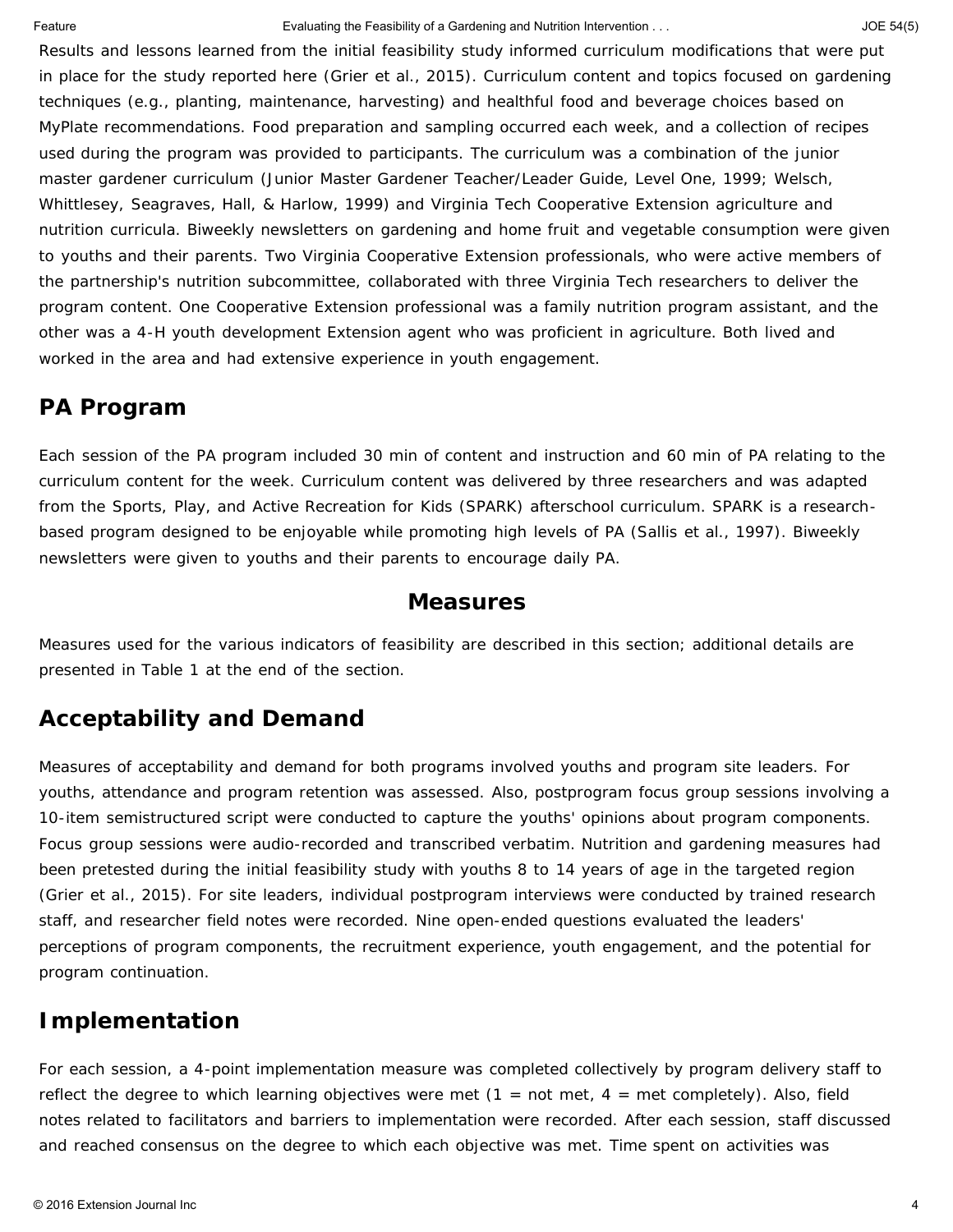Results and lessons learned from the initial feasibility study informed curriculum modifications that were put in place for the study reported here (Grier et al., 2015). Curriculum content and topics focused on gardening techniques (e.g., planting, maintenance, harvesting) and healthful food and beverage choices based on MyPlate recommendations. Food preparation and sampling occurred each week, and a collection of recipes used during the program was provided to participants. The curriculum was a combination of the junior master gardener curriculum (Junior Master Gardener Teacher/Leader Guide, Level One, 1999; Welsch, Whittlesey, Seagraves, Hall, & Harlow, 1999) and Virginia Tech Cooperative Extension agriculture and nutrition curricula. Biweekly newsletters on gardening and home fruit and vegetable consumption were given to youths and their parents. Two Virginia Cooperative Extension professionals, who were active members of the partnership's nutrition subcommittee, collaborated with three Virginia Tech researchers to deliver the program content. One Cooperative Extension professional was a family nutrition program assistant, and the other was a 4-H youth development Extension agent who was proficient in agriculture. Both lived and worked in the area and had extensive experience in youth engagement.

## PA Program

Each session of the PA program included 30 min of content and instruction and 60 min of PA relating to the curriculum content for the week. Curriculum content was delivered by three researchers and was adapted from the Sports, Play, and Active Recreation for Kids (SPARK) afterschool curriculum. SPARK is a research-based program designed to be enjoyable while promoting high levels of PA (Sallis et al., 1997). Biweekly newsletters were given to youths and their parents to encourage daily PA.

# Measures

Measures used for the various indicators of feasibility are described in this section; additional details are presented in Table 1 at the end of the section.

## Acceptability and Demand

Measures of acceptability and demand for both programs involved youths and program site leaders. For youths, attendance and program retention was assessed. Also, postprogram focus group sessions involving a 10-item semistructured script were conducted to capture the youths' opinions about program components. Focus group sessions were audio-recorded and transcribed verbatim. Nutrition and gardening measures had been pretested during the initial feasibility study with youths 8 to 14 years of age in the targeted region (Grier et al., 2015). For site leaders, individual postprogram interviews were conducted by trained research staff, and researcher field notes were recorded. Nine open-ended questions evaluated the leaders' perceptions of program components, the recruitment experience, youth engagement, and the potential for program continuation.

## Implementation

For each session, a 4-point implementation measure was completed collectively by program delivery staff to reflect the degree to which learning objectives were met (1 = not met, 4 = met completely). Also, field notes related to facilitators and barriers to implementation were recorded. After each session, staff discussed and reached consensus on the degree to which each objective was met. Time spent on activities was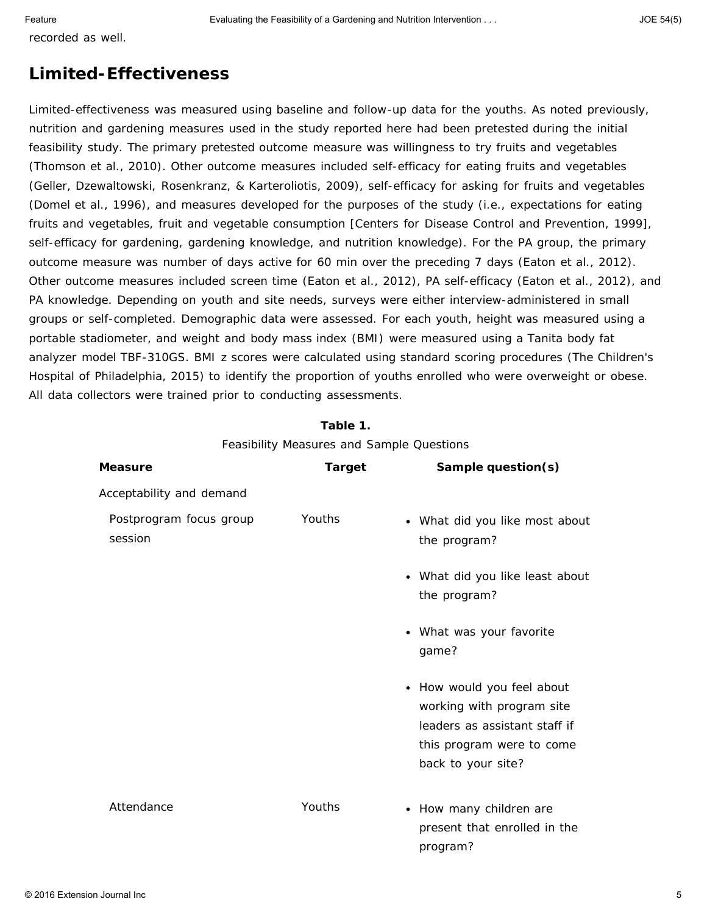recorded as well.

## Limited-Effectiveness

Limited-effectiveness was measured using baseline and follow-up data for the youths. As noted previously, nutrition and gardening measures used in the study reported here had been pretested during the initial feasibility study. The primary pretested outcome measure was willingness to try fruits and vegetables (Thomson et al., 2010). Other outcome measures included self-efficacy for eating fruits and vegetables (Geller, Dzewaltowski, Rosenkranz, & Karteroliotis, 2009), self-efficacy for asking for fruits and vegetables (Domel et al., 1996), and measures developed for the purposes of the study (i.e., expectations for eating fruits and vegetables, fruit and vegetable consumption [Centers for Disease Control and Prevention, 1999], self-efficacy for gardening, gardening knowledge, and nutrition knowledge). For the PA group, the primary outcome measure was number of days active for 60 min over the preceding 7 days (Eaton et al., 2012). Other outcome measures included screen time (Eaton et al., 2012), PA self-efficacy (Eaton et al., 2012), and PA knowledge. Depending on youth and site needs, surveys were either interview-administered in small groups or self-completed. Demographic data were assessed. For each youth, height was measured using a portable stadiometer, and weight and body mass index (BMI) were measured using a Tanita body fat analyzer model TBF-310GS. BMI *z* scores were calculated using standard scoring procedures (The Children's Hospital of Philadelphia, 2015) to identify the proportion of youths enrolled who were overweight or obese. All data collectors were trained prior to conducting assessments.

**Table 1.**
Feasibility Measures and Sample Questions

| Measure | Target | Sample question(s) |
|---|---|---|
| Acceptability and demand | | |
| Postprogram focus group session | Youths | • What did you like most about the program? • What did you like least about the program? • What was your favorite game? • How would you feel about working with program site leaders as assistant staff if this program were to come back to your site? |
| Attendance | Youths | • How many children are present that enrolled in the program? |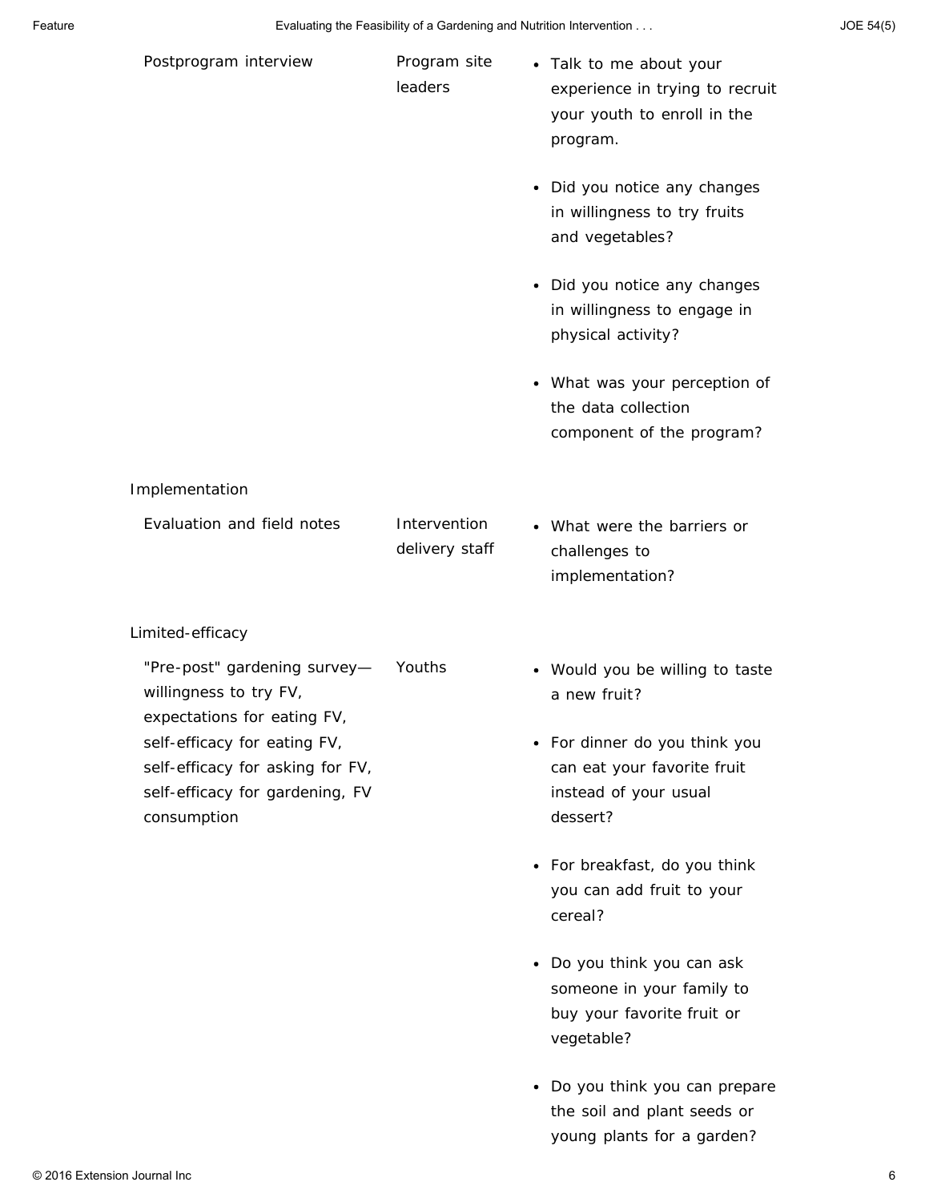| | | |
|---|---|---|
| Postprogram interview | Program site leaders | • Talk to me about your experience in trying to recruit your youth to enroll in the program.<br><br>• Did you notice any changes in willingness to try fruits and vegetables?<br><br>• Did you notice any changes in willingness to engage in physical activity?<br><br>• What was your perception of the data collection component of the program? |
| Implementation | | |
| Evaluation and field notes | Intervention delivery staff | • What were the barriers or challenges to implementation? |
| Limited-efficacy | | |
| "Pre-post" gardening survey—willingness to try FV, expectations for eating FV, self-efficacy for eating FV, self-efficacy for asking for FV, self-efficacy for gardening, FV consumption | Youths | • Would you be willing to taste a new fruit?<br><br>• For dinner do you think you can eat your favorite fruit instead of your usual dessert?<br><br>• For breakfast, do you think you can add fruit to your cereal?<br><br>• Do you think you can ask someone in your family to buy your favorite fruit or vegetable?<br><br>• Do you think you can prepare the soil and plant seeds or young plants for a garden? |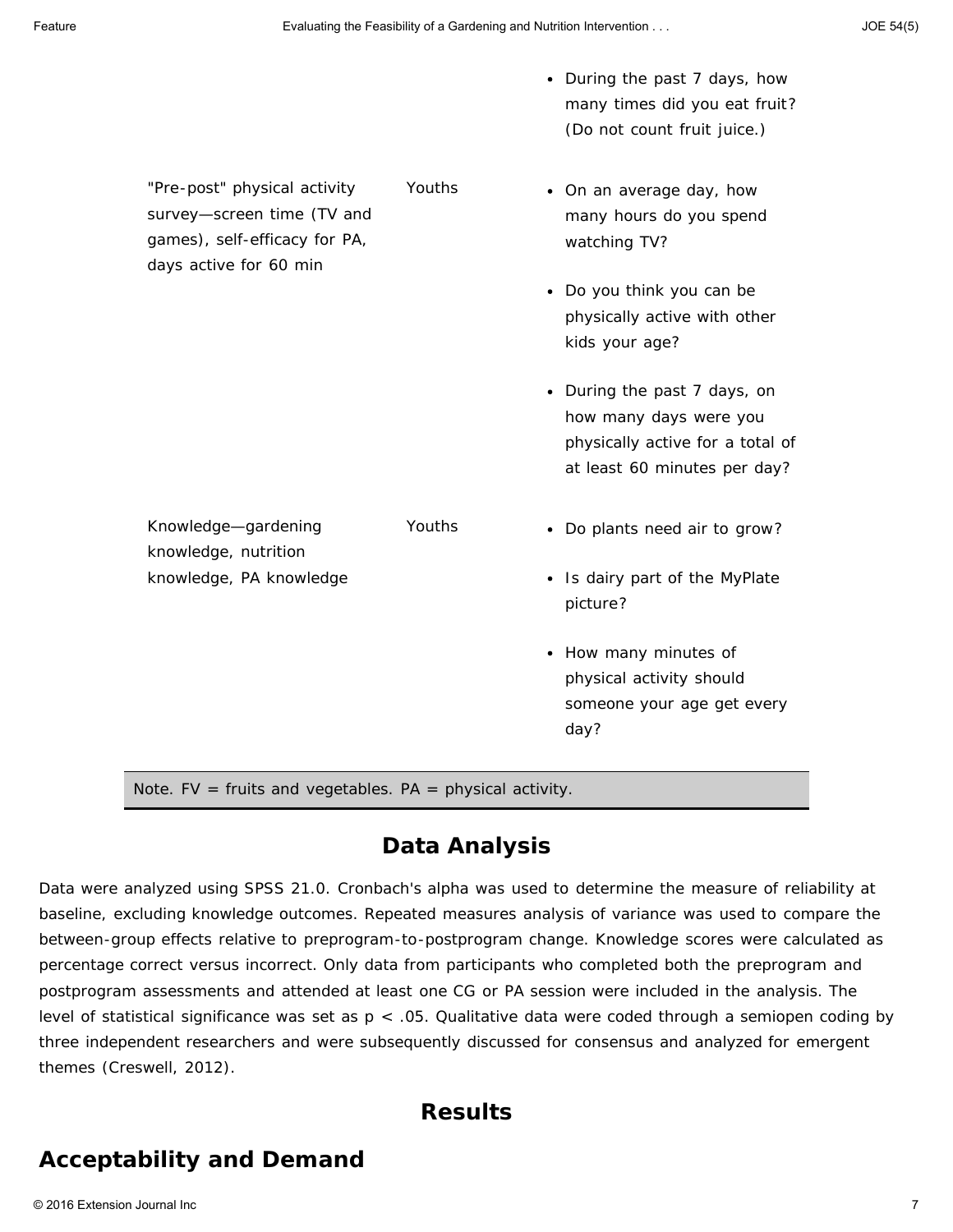| | | |
|---|---|---|
| | | • During the past 7 days, how many times did you eat fruit? (Do not count fruit juice.) |
| "Pre-post" physical activity survey—screen time (TV and games), self-efficacy for PA, days active for 60 min | Youths | • On an average day, how many hours do you spend watching TV?<br>• Do you think you can be physically active with other kids your age?<br>• During the past 7 days, on how many days were you physically active for a total of at least 60 minutes per day? |
| Knowledge—gardening knowledge, nutrition knowledge, PA knowledge | Youths | • Do plants need air to grow?<br>• Is dairy part of the MyPlate picture?<br>• How many minutes of physical activity should someone your age get every day? |

Note. FV = fruits and vegetables. PA = physical activity.

## Data Analysis

Data were analyzed using SPSS 21.0. Cronbach's alpha was used to determine the measure of reliability at baseline, excluding knowledge outcomes. Repeated measures analysis of variance was used to compare the between-group effects relative to preprogram-to-postprogram change. Knowledge scores were calculated as percentage correct versus incorrect. Only data from participants who completed both the preprogram and postprogram assessments and attended at least one CG or PA session were included in the analysis. The level of statistical significance was set as $p < .05$. Qualitative data were coded through a semiopen coding by three independent researchers and were subsequently discussed for consensus and analyzed for emergent themes (Creswell, 2012).

## Results

## Acceptability and Demand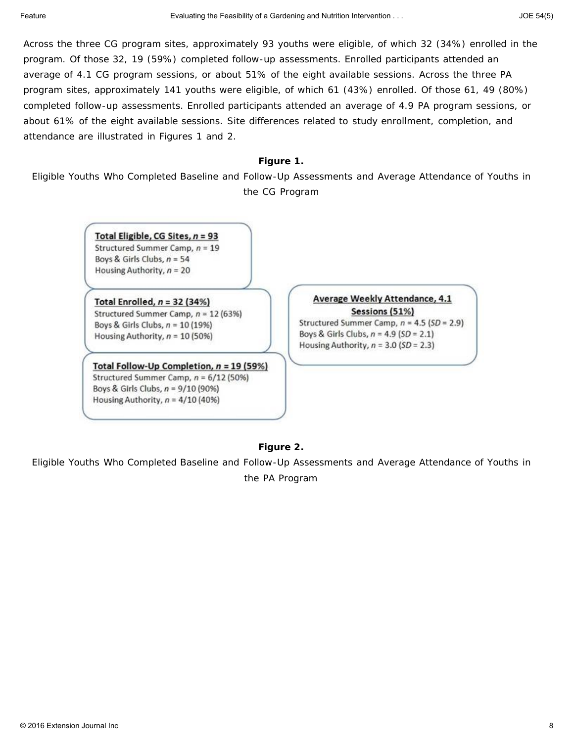Across the three CG program sites, approximately 93 youths were eligible, of which 32 (34%) enrolled in the program. Of those 32, 19 (59%) completed follow-up assessments. Enrolled participants attended an average of 4.1 CG program sessions, or about 51% of the eight available sessions. Across the three PA program sites, approximately 141 youths were eligible, of which 61 (43%) enrolled. Of those 61, 49 (80%) completed follow-up assessments. Enrolled participants attended an average of 4.9 PA program sessions, or about 61% of the eight available sessions. Site differences related to study enrollment, completion, and attendance are illustrated in Figures 1 and 2.

**Figure 1.**

Eligible Youths Who Completed Baseline and Follow-Up Assessments and Average Attendance of Youths in the CG Program

**Total Eligible, CG Sites, *n* = 93**
Structured Summer Camp, *n* = 19
Boys & Girls Clubs, *n* = 54
Housing Authority, *n* = 20

**Total Enrolled, *n* = 32 (34%)**
Structured Summer Camp, *n* = 12 (63%)
Boys & Girls Clubs, *n* = 10 (19%)
Housing Authority, *n* = 10 (50%)

**Total Follow-Up Completion, *n* = 19 (59%)**
Structured Summer Camp, *n* = 6/12 (50%)
Boys & Girls Clubs, *n* = 9/10 (90%)
Housing Authority, *n* = 4/10 (40%)

**Average Weekly Attendance, 4.1 Sessions (51%)**
Structured Summer Camp, *n* = 4.5 (*SD* = 2.9)
Boys & Girls Clubs, *n* = 4.9 (*SD* = 2.1)
Housing Authority, *n* = 3.0 (*SD* = 2.3)

**Figure 2.**

Eligible Youths Who Completed Baseline and Follow-Up Assessments and Average Attendance of Youths in the PA Program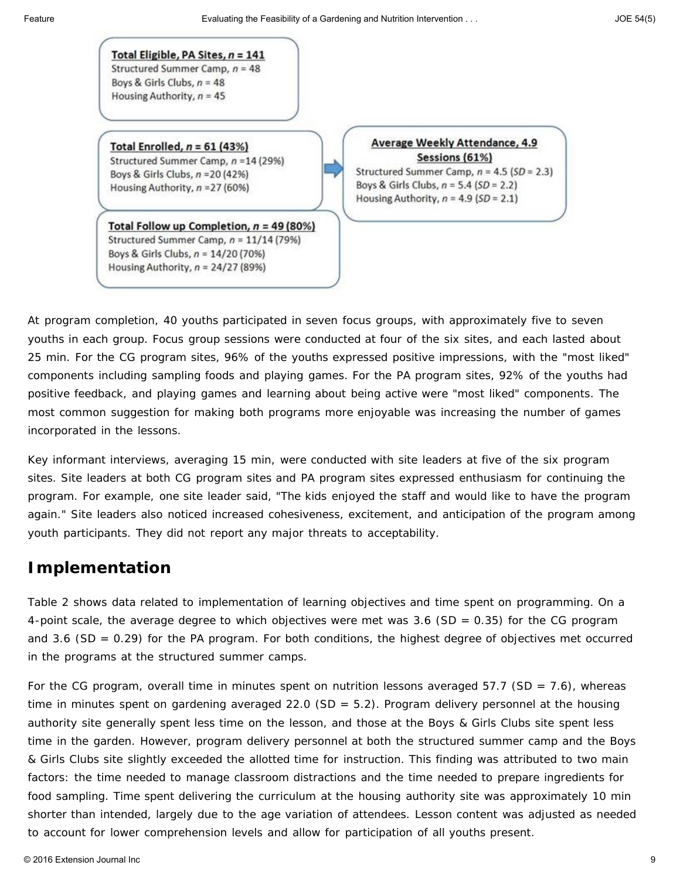**Total Eligible, PA Sites, $n$ = 141**
Structured Summer Camp, $n$ = 48
Boys & Girls Clubs, $n$ = 48
Housing Authority, $n$ = 45

**Total Enrolled, $n$ = 61 (43%)**
Structured Summer Camp, $n$ =14 (29%)
Boys & Girls Clubs, $n$ =20 (42%)
Housing Authority, $n$ =27 (60%)

**Average Weekly Attendance, 4.9 Sessions (61%)**
Structured Summer Camp, $n$ = 4.5 ($SD$ = 2.3)
Boys & Girls Clubs, $n$ = 5.4 ($SD$ = 2.2)
Housing Authority, $n$ = 4.9 ($SD$ = 2.1)

**Total Follow up Completion, $n$ = 49 (80%)**
Structured Summer Camp, $n$ = 11/14 (79%)
Boys & Girls Clubs, $n$ = 14/20 (70%)
Housing Authority, $n$ = 24/27 (89%)

At program completion, 40 youths participated in seven focus groups, with approximately five to seven youths in each group. Focus group sessions were conducted at four of the six sites, and each lasted about 25 min. For the CG program sites, 96% of the youths expressed positive impressions, with the "most liked" components including sampling foods and playing games. For the PA program sites, 92% of the youths had positive feedback, and playing games and learning about being active were "most liked" components. The most common suggestion for making both programs more enjoyable was increasing the number of games incorporated in the lessons.

Key informant interviews, averaging 15 min, were conducted with site leaders at five of the six program sites. Site leaders at both CG program sites and PA program sites expressed enthusiasm for continuing the program. For example, one site leader said, "The kids enjoyed the staff and would like to have the program again." Site leaders also noticed increased cohesiveness, excitement, and anticipation of the program among youth participants. They did not report any major threats to acceptability.

## Implementation

Table 2 shows data related to implementation of learning objectives and time spent on programming. On a 4-point scale, the average degree to which objectives were met was 3.6 (SD = 0.35) for the CG program and 3.6 (SD = 0.29) for the PA program. For both conditions, the highest degree of objectives met occurred in the programs at the structured summer camps.

For the CG program, overall time in minutes spent on nutrition lessons averaged 57.7 (SD = 7.6), whereas time in minutes spent on gardening averaged 22.0 (SD = 5.2). Program delivery personnel at the housing authority site generally spent less time on the lesson, and those at the Boys & Girls Clubs site spent less time in the garden. However, program delivery personnel at both the structured summer camp and the Boys & Girls Clubs site slightly exceeded the allotted time for instruction. This finding was attributed to two main factors: the time needed to manage classroom distractions and the time needed to prepare ingredients for food sampling. Time spent delivering the curriculum at the housing authority site was approximately 10 min shorter than intended, largely due to the age variation of attendees. Lesson content was adjusted as needed to account for lower comprehension levels and allow for participation of all youths present.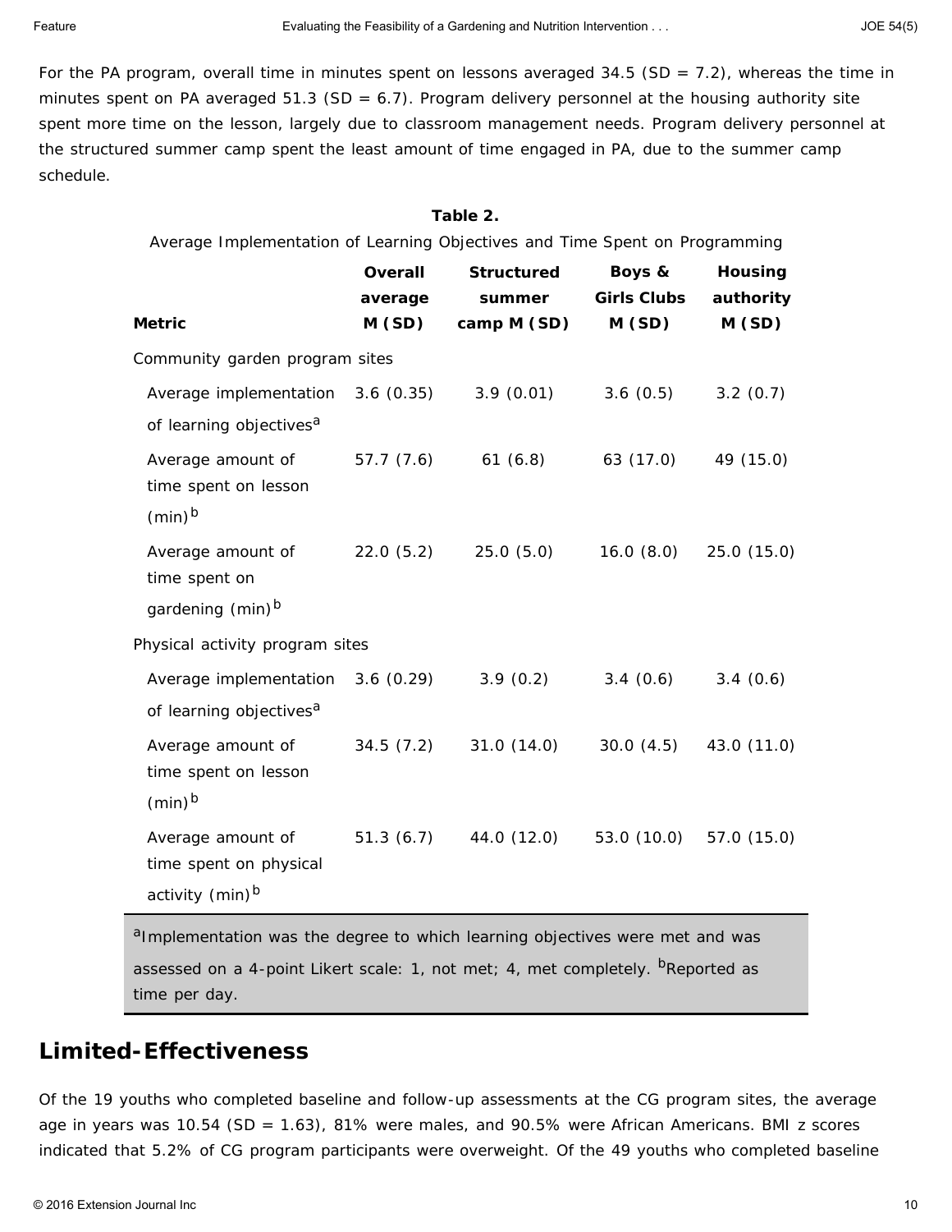For the PA program, overall time in minutes spent on lessons averaged 34.5 (SD = 7.2), whereas the time in minutes spent on PA averaged 51.3 (SD = 6.7). Program delivery personnel at the housing authority site spent more time on the lesson, largely due to classroom management needs. Program delivery personnel at the structured summer camp spent the least amount of time engaged in PA, due to the summer camp schedule.

**Table 2.**

Average Implementation of Learning Objectives and Time Spent on Programming

| Metric | Overall average M (SD) | Structured summer camp M (SD) | Boys & Girls Clubs M (SD) | Housing authority M (SD) |
|---|---|---|---|---|
| Community garden program sites | | | | |
| Average implementation of learning objectives[a] | 3.6 (0.35) | 3.9 (0.01) | 3.6 (0.5) | 3.2 (0.7) |
| Average amount of time spent on lesson (min)[b] | 57.7 (7.6) | 61 (6.8) | 63 (17.0) | 49 (15.0) |
| Average amount of time spent on gardening (min)[b] | 22.0 (5.2) | 25.0 (5.0) | 16.0 (8.0) | 25.0 (15.0) |
| Physical activity program sites | | | | |
| Average implementation of learning objectives[a] | 3.6 (0.29) | 3.9 (0.2) | 3.4 (0.6) | 3.4 (0.6) |
| Average amount of time spent on lesson (min)[b] | 34.5 (7.2) | 31.0 (14.0) | 30.0 (4.5) | 43.0 (11.0) |
| Average amount of time spent on physical activity (min)[b] | 51.3 (6.7) | 44.0 (12.0) | 53.0 (10.0) | 57.0 (15.0) |

[a]Implementation was the degree to which learning objectives were met and was assessed on a 4-point Likert scale: 1, not met; 4, met completely. [b]Reported as time per day.

## Limited-Effectiveness

Of the 19 youths who completed baseline and follow-up assessments at the CG program sites, the average age in years was 10.54 (SD = 1.63), 81% were males, and 90.5% were African Americans. BMI z scores indicated that 5.2% of CG program participants were overweight. Of the 49 youths who completed baseline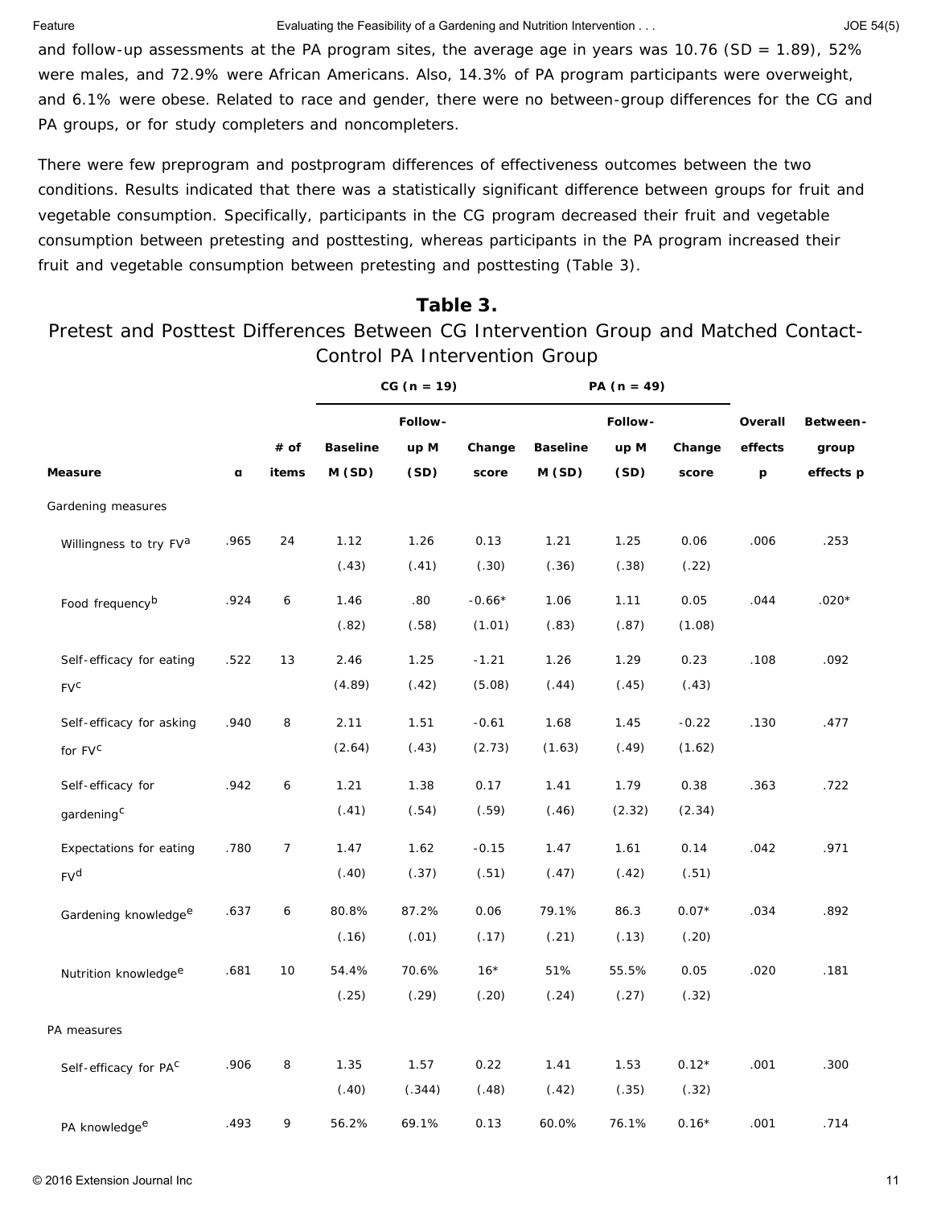and follow-up assessments at the PA program sites, the average age in years was 10.76 (SD = 1.89), 52% were males, and 72.9% were African Americans. Also, 14.3% of PA program participants were overweight, and 6.1% were obese. Related to race and gender, there were no between-group differences for the CG and PA groups, or for study completers and noncompleters.

There were few preprogram and postprogram differences of effectiveness outcomes between the two conditions. Results indicated that there was a statistically significant difference between groups for fruit and vegetable consumption. Specifically, participants in the CG program decreased their fruit and vegetable consumption between pretesting and posttesting, whereas participants in the PA program increased their fruit and vegetable consumption between pretesting and posttesting (Table 3).

**Table 3.**
Pretest and Posttest Differences Between CG Intervention Group and Matched Contact-Control PA Intervention Group

| | | | CG (n = 19) | | | PA (n = 49) | | | | |
|---|---|---|---|---|---|---|---|---|---|---|
| Measure | α | # of items | Baseline M (SD) | Follow-up M (SD) | Change score | Baseline M (SD) | Follow-up M (SD) | Change score | Overall effects p | Between-group effects p |
| Gardening measures | | | | | | | | | | |
| Willingness to try FV[a] | .965 | 24 | 1.12 (.43) | 1.26 (.41) | 0.13 (.30) | 1.21 (.36) | 1.25 (.38) | 0.06 (.22) | .006 | .253 |
| Food frequency[b] | .924 | 6 | 1.46 (.82) | .80 (.58) | -0.66* (1.01) | 1.06 (.83) | 1.11 (.87) | 0.05 (1.08) | .044 | .020* |
| Self-efficacy for eating FV[c] | .522 | 13 | 2.46 (4.89) | 1.25 (.42) | -1.21 (5.08) | 1.26 (.44) | 1.29 (.45) | 0.23 (.43) | .108 | .092 |
| Self-efficacy for asking for FV[c] | .940 | 8 | 2.11 (2.64) | 1.51 (.43) | -0.61 (2.73) | 1.68 (1.63) | 1.45 (.49) | -0.22 (1.62) | .130 | .477 |
| Self-efficacy for gardening[c] | .942 | 6 | 1.21 (.41) | 1.38 (.54) | 0.17 (.59) | 1.41 (.46) | 1.79 (2.32) | 0.38 (2.34) | .363 | .722 |
| Expectations for eating FV[d] | .780 | 7 | 1.47 (.40) | 1.62 (.37) | -0.15 (.51) | 1.47 (.47) | 1.61 (.42) | 0.14 (.51) | .042 | .971 |
| Gardening knowledge[e] | .637 | 6 | 80.8% (.16) | 87.2% (.01) | 0.06 (.17) | 79.1% (.21) | 86.3 (.13) | 0.07* (.20) | .034 | .892 |
| Nutrition knowledge[e] | .681 | 10 | 54.4% (.25) | 70.6% (.29) | 16* (.20) | 51% (.24) | 55.5% (.27) | 0.05 (.32) | .020 | .181 |
| PA measures | | | | | | | | | | |
| Self-efficacy for PA[c] | .906 | 8 | 1.35 (.40) | 1.57 (.344) | 0.22 (.48) | 1.41 (.42) | 1.53 (.35) | 0.12* (.32) | .001 | .300 |
| PA knowledge[e] | .493 | 9 | 56.2% | 69.1% | 0.13 | 60.0% | 76.1% | 0.16* | .001 | .714 |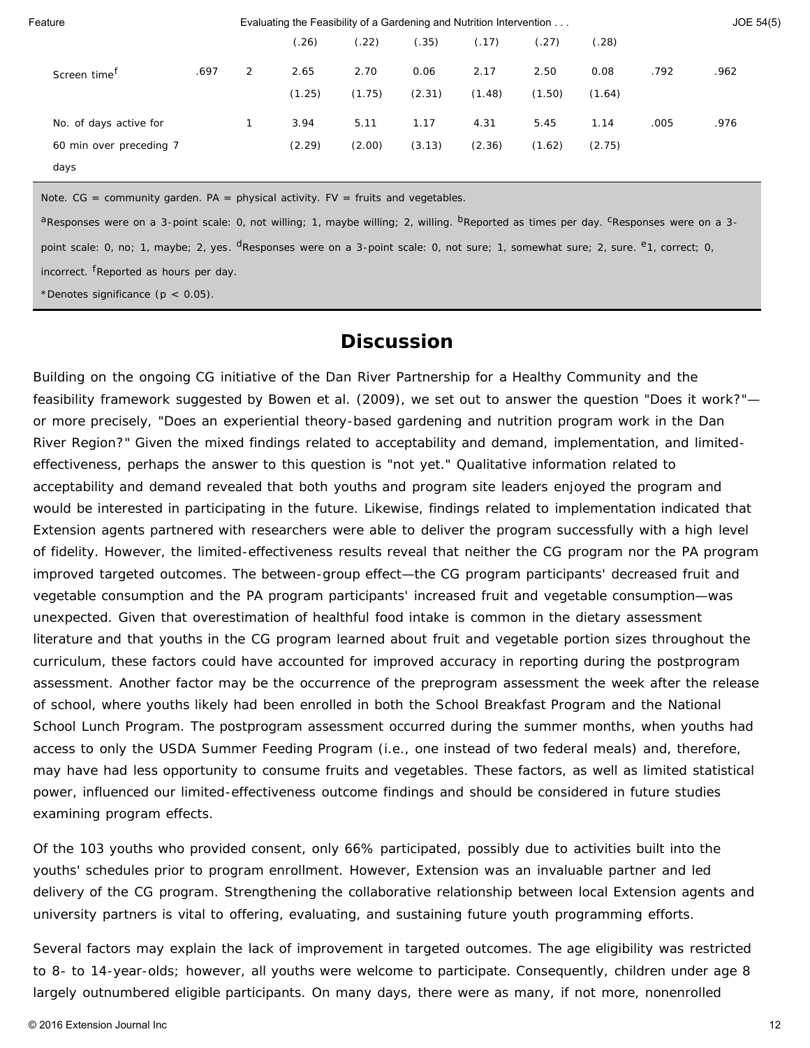| | | | (.26) | (.22) | (.35) | (.17) | (.27) | (.28) | | |
|---|---|---|---|---|---|---|---|---|---|---|
| Screen time[f] | .697 | 2 | 2.65 | 2.70 | 0.06 | 2.17 | 2.50 | 0.08 | .792 | .962 |
| | | | (1.25) | (1.75) | (2.31) | (1.48) | (1.50) | (1.64) | | |
| No. of days active for 60 min over preceding 7 days | | 1 | 3.94 | 5.11 | 1.17 | 4.31 | 5.45 | 1.14 | .005 | .976 |
| | | | (2.29) | (2.00) | (3.13) | (2.36) | (1.62) | (2.75) | | |

Note. CG = community garden. PA = physical activity. FV = fruits and vegetables.

[a]Responses were on a 3-point scale: 0, not willing; 1, maybe willing; 2, willing. [b]Reported as times per day. [c]Responses were on a 3-point scale: 0, no; 1, maybe; 2, yes. [d]Responses were on a 3-point scale: 0, not sure; 1, somewhat sure; 2, sure. [e]1, correct; 0, incorrect. [f]Reported as hours per day.

*Denotes significance ($p < 0.05$).

## Discussion

Building on the ongoing CG initiative of the Dan River Partnership for a Healthy Community and the feasibility framework suggested by Bowen et al. (2009), we set out to answer the question "Does it work?"—or more precisely, "Does an experiential theory-based gardening and nutrition program work in the Dan River Region?" Given the mixed findings related to acceptability and demand, implementation, and limited-effectiveness, perhaps the answer to this question is "not yet." Qualitative information related to acceptability and demand revealed that both youths and program site leaders enjoyed the program and would be interested in participating in the future. Likewise, findings related to implementation indicated that Extension agents partnered with researchers were able to deliver the program successfully with a high level of fidelity. However, the limited-effectiveness results reveal that neither the CG program nor the PA program improved targeted outcomes. The between-group effect—the CG program participants' decreased fruit and vegetable consumption and the PA program participants' increased fruit and vegetable consumption—was unexpected. Given that overestimation of healthful food intake is common in the dietary assessment literature and that youths in the CG program learned about fruit and vegetable portion sizes throughout the curriculum, these factors could have accounted for improved accuracy in reporting during the postprogram assessment. Another factor may be the occurrence of the preprogram assessment the week after the release of school, where youths likely had been enrolled in both the School Breakfast Program and the National School Lunch Program. The postprogram assessment occurred during the summer months, when youths had access to only the USDA Summer Feeding Program (i.e., one instead of two federal meals) and, therefore, may have had less opportunity to consume fruits and vegetables. These factors, as well as limited statistical power, influenced our limited-effectiveness outcome findings and should be considered in future studies examining program effects.

Of the 103 youths who provided consent, only 66% participated, possibly due to activities built into the youths' schedules prior to program enrollment. However, Extension was an invaluable partner and led delivery of the CG program. Strengthening the collaborative relationship between local Extension agents and university partners is vital to offering, evaluating, and sustaining future youth programming efforts.

Several factors may explain the lack of improvement in targeted outcomes. The age eligibility was restricted to 8- to 14-year-olds; however, all youths were welcome to participate. Consequently, children under age 8 largely outnumbered eligible participants. On many days, there were as many, if not more, nonenrolled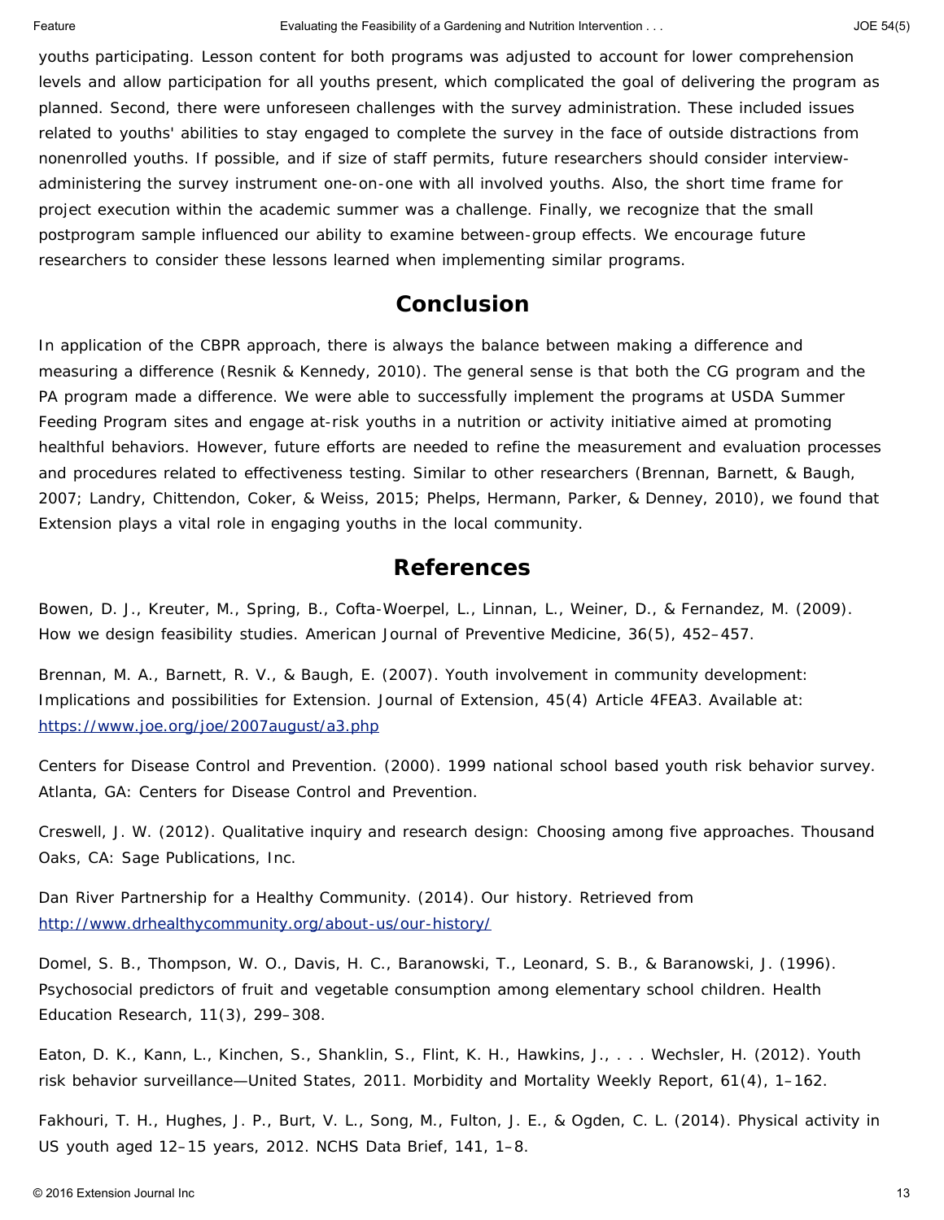youths participating. Lesson content for both programs was adjusted to account for lower comprehension levels and allow participation for all youths present, which complicated the goal of delivering the program as planned. Second, there were unforeseen challenges with the survey administration. These included issues related to youths' abilities to stay engaged to complete the survey in the face of outside distractions from nonenrolled youths. If possible, and if size of staff permits, future researchers should consider interview-administering the survey instrument one-on-one with all involved youths. Also, the short time frame for project execution within the academic summer was a challenge. Finally, we recognize that the small postprogram sample influenced our ability to examine between-group effects. We encourage future researchers to consider these lessons learned when implementing similar programs.

## Conclusion

In application of the CBPR approach, there is always the balance between making a difference and measuring a difference (Resnik & Kennedy, 2010). The general sense is that both the CG program and the PA program made a difference. We were able to successfully implement the programs at USDA Summer Feeding Program sites and engage at-risk youths in a nutrition or activity initiative aimed at promoting healthful behaviors. However, future efforts are needed to refine the measurement and evaluation processes and procedures related to effectiveness testing. Similar to other researchers (Brennan, Barnett, & Baugh, 2007; Landry, Chittendon, Coker, & Weiss, 2015; Phelps, Hermann, Parker, & Denney, 2010), we found that Extension plays a vital role in engaging youths in the local community.

## References

Bowen, D. J., Kreuter, M., Spring, B., Cofta-Woerpel, L., Linnan, L., Weiner, D., & Fernandez, M. (2009). How we design feasibility studies. American Journal of Preventive Medicine, 36(5), 452–457.

Brennan, M. A., Barnett, R. V., & Baugh, E. (2007). Youth involvement in community development: Implications and possibilities for Extension. Journal of Extension, 45(4) Article 4FEA3. Available at: https://www.joe.org/joe/2007august/a3.php

Centers for Disease Control and Prevention. (2000). 1999 national school based youth risk behavior survey. Atlanta, GA: Centers for Disease Control and Prevention.

Creswell, J. W. (2012). Qualitative inquiry and research design: Choosing among five approaches. Thousand Oaks, CA: Sage Publications, Inc.

Dan River Partnership for a Healthy Community. (2014). Our history. Retrieved from http://www.drhealthycommunity.org/about-us/our-history/

Domel, S. B., Thompson, W. O., Davis, H. C., Baranowski, T., Leonard, S. B., & Baranowski, J. (1996). Psychosocial predictors of fruit and vegetable consumption among elementary school children. Health Education Research, 11(3), 299–308.

Eaton, D. K., Kann, L., Kinchen, S., Shanklin, S., Flint, K. H., Hawkins, J., . . . Wechsler, H. (2012). Youth risk behavior surveillance—United States, 2011. Morbidity and Mortality Weekly Report, 61(4), 1–162.

Fakhouri, T. H., Hughes, J. P., Burt, V. L., Song, M., Fulton, J. E., & Ogden, C. L. (2014). Physical activity in US youth aged 12–15 years, 2012. NCHS Data Brief, 141, 1–8.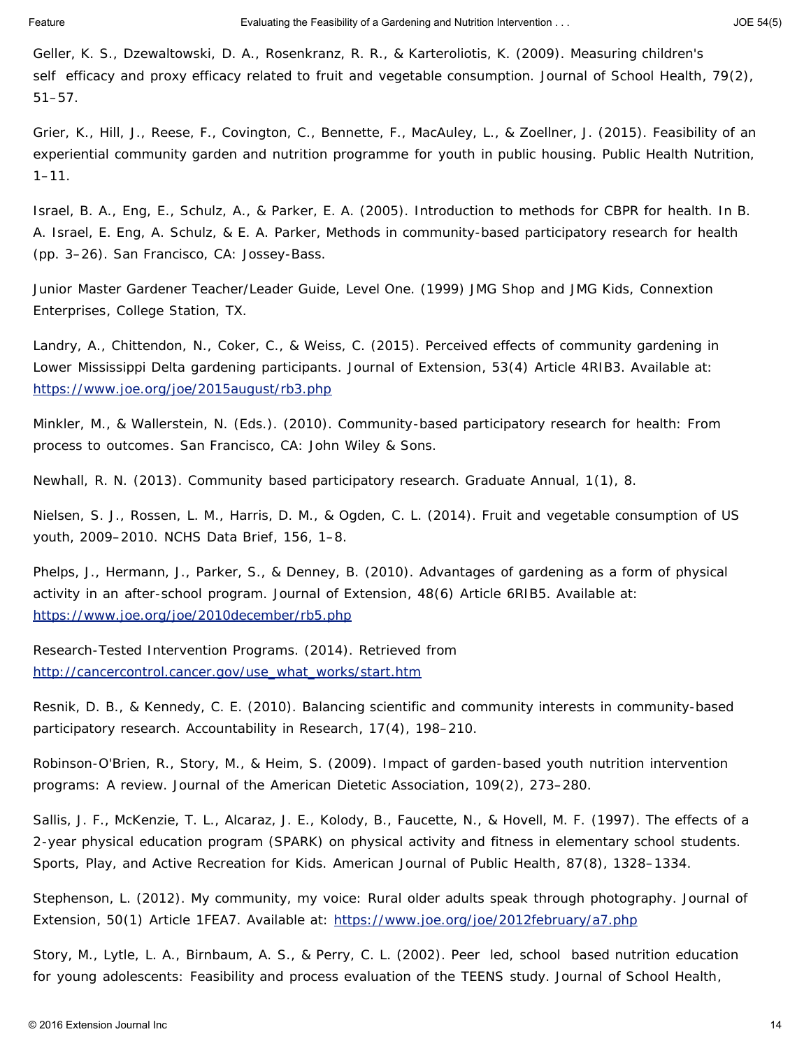Geller, K. S., Dzewaltowski, D. A., Rosenkranz, R. R., & Karteroliotis, K. (2009). Measuring children's self efficacy and proxy efficacy related to fruit and vegetable consumption. Journal of School Health, 79(2), 51–57.

Grier, K., Hill, J., Reese, F., Covington, C., Bennette, F., MacAuley, L., & Zoellner, J. (2015). Feasibility of an experiential community garden and nutrition programme for youth in public housing. Public Health Nutrition, 1–11.

Israel, B. A., Eng, E., Schulz, A., & Parker, E. A. (2005). Introduction to methods for CBPR for health. In B. A. Israel, E. Eng, A. Schulz, & E. A. Parker, Methods in community-based participatory research for health (pp. 3–26). San Francisco, CA: Jossey-Bass.

Junior Master Gardener Teacher/Leader Guide, Level One. (1999) JMG Shop and JMG Kids, Connextion Enterprises, College Station, TX.

Landry, A., Chittendon, N., Coker, C., & Weiss, C. (2015). Perceived effects of community gardening in Lower Mississippi Delta gardening participants. Journal of Extension, 53(4) Article 4RIB3. Available at: https://www.joe.org/joe/2015august/rb3.php

Minkler, M., & Wallerstein, N. (Eds.). (2010). Community-based participatory research for health: From process to outcomes. San Francisco, CA: John Wiley & Sons.

Newhall, R. N. (2013). Community based participatory research. Graduate Annual, 1(1), 8.

Nielsen, S. J., Rossen, L. M., Harris, D. M., & Ogden, C. L. (2014). Fruit and vegetable consumption of US youth, 2009–2010. NCHS Data Brief, 156, 1–8.

Phelps, J., Hermann, J., Parker, S., & Denney, B. (2010). Advantages of gardening as a form of physical activity in an after-school program. Journal of Extension, 48(6) Article 6RIB5. Available at: https://www.joe.org/joe/2010december/rb5.php

Research-Tested Intervention Programs. (2014). Retrieved from http://cancercontrol.cancer.gov/use_what_works/start.htm

Resnik, D. B., & Kennedy, C. E. (2010). Balancing scientific and community interests in community-based participatory research. Accountability in Research, 17(4), 198–210.

Robinson-O'Brien, R., Story, M., & Heim, S. (2009). Impact of garden-based youth nutrition intervention programs: A review. Journal of the American Dietetic Association, 109(2), 273–280.

Sallis, J. F., McKenzie, T. L., Alcaraz, J. E., Kolody, B., Faucette, N., & Hovell, M. F. (1997). The effects of a 2-year physical education program (SPARK) on physical activity and fitness in elementary school students. Sports, Play, and Active Recreation for Kids. American Journal of Public Health, 87(8), 1328–1334.

Stephenson, L. (2012). My community, my voice: Rural older adults speak through photography. Journal of Extension, 50(1) Article 1FEA7. Available at: https://www.joe.org/joe/2012february/a7.php

Story, M., Lytle, L. A., Birnbaum, A. S., & Perry, C. L. (2002). Peer led, school based nutrition education for young adolescents: Feasibility and process evaluation of the TEENS study. Journal of School Health,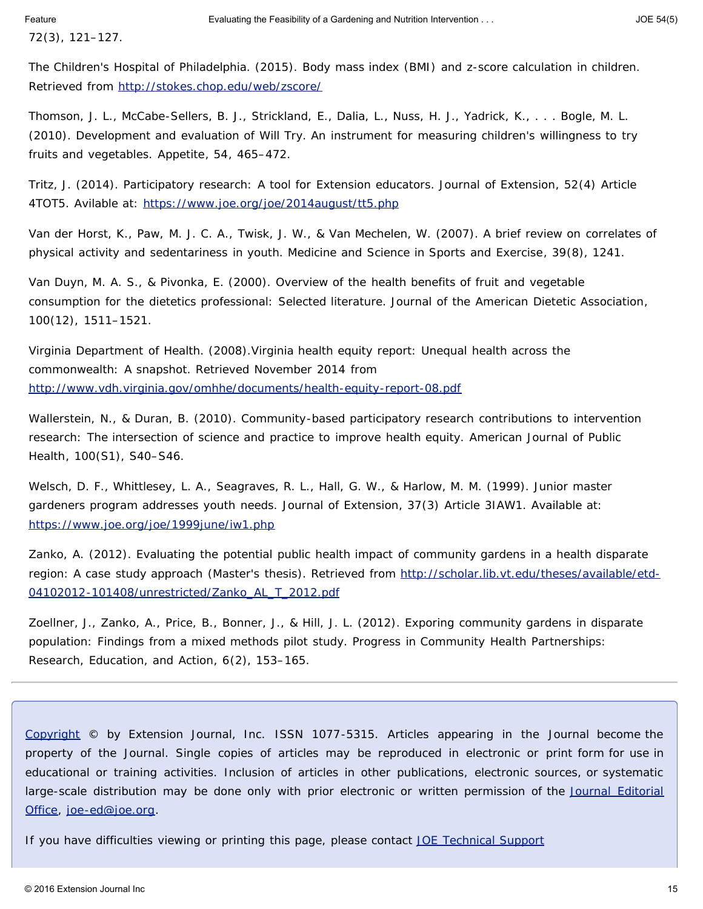72(3), 121–127.

The Children's Hospital of Philadelphia. (2015). Body mass index (BMI) and z-score calculation in children. Retrieved from http://stokes.chop.edu/web/zscore/

Thomson, J. L., McCabe-Sellers, B. J., Strickland, E., Dalia, L., Nuss, H. J., Yadrick, K., . . . Bogle, M. L. (2010). Development and evaluation of Will Try. An instrument for measuring children's willingness to try fruits and vegetables. Appetite, 54, 465–472.

Tritz, J. (2014). Participatory research: A tool for Extension educators. Journal of Extension, 52(4) Article 4TOT5. Avilable at: https://www.joe.org/joe/2014august/tt5.php

Van der Horst, K., Paw, M. J. C. A., Twisk, J. W., & Van Mechelen, W. (2007). A brief review on correlates of physical activity and sedentariness in youth. Medicine and Science in Sports and Exercise, 39(8), 1241.

Van Duyn, M. A. S., & Pivonka, E. (2000). Overview of the health benefits of fruit and vegetable consumption for the dietetics professional: Selected literature. Journal of the American Dietetic Association, 100(12), 1511–1521.

Virginia Department of Health. (2008).Virginia health equity report: Unequal health across the commonwealth: A snapshot. Retrieved November 2014 from http://www.vdh.virginia.gov/omhhe/documents/health-equity-report-08.pdf

Wallerstein, N., & Duran, B. (2010). Community-based participatory research contributions to intervention research: The intersection of science and practice to improve health equity. American Journal of Public Health, 100(S1), S40–S46.

Welsch, D. F., Whittlesey, L. A., Seagraves, R. L., Hall, G. W., & Harlow, M. M. (1999). Junior master gardeners program addresses youth needs. Journal of Extension, 37(3) Article 3IAW1. Available at: https://www.joe.org/joe/1999june/iw1.php

Zanko, A. (2012). Evaluating the potential public health impact of community gardens in a health disparate region: A case study approach (Master's thesis). Retrieved from http://scholar.lib.vt.edu/theses/available/etd-04102012-101408/unrestricted/Zanko_AL_T_2012.pdf

Zoellner, J., Zanko, A., Price, B., Bonner, J., & Hill, J. L. (2012). Exporing community gardens in disparate population: Findings from a mixed methods pilot study. Progress in Community Health Partnerships: Research, Education, and Action, 6(2), 153–165.

---

Copyright © by Extension Journal, Inc. ISSN 1077-5315. Articles appearing in the Journal become the property of the Journal. Single copies of articles may be reproduced in electronic or print form for use in educational or training activities. Inclusion of articles in other publications, electronic sources, or systematic large-scale distribution may be done only with prior electronic or written permission of the Journal Editorial Office, joe-ed@joe.org.

If you have difficulties viewing or printing this page, please contact JOE Technical Support